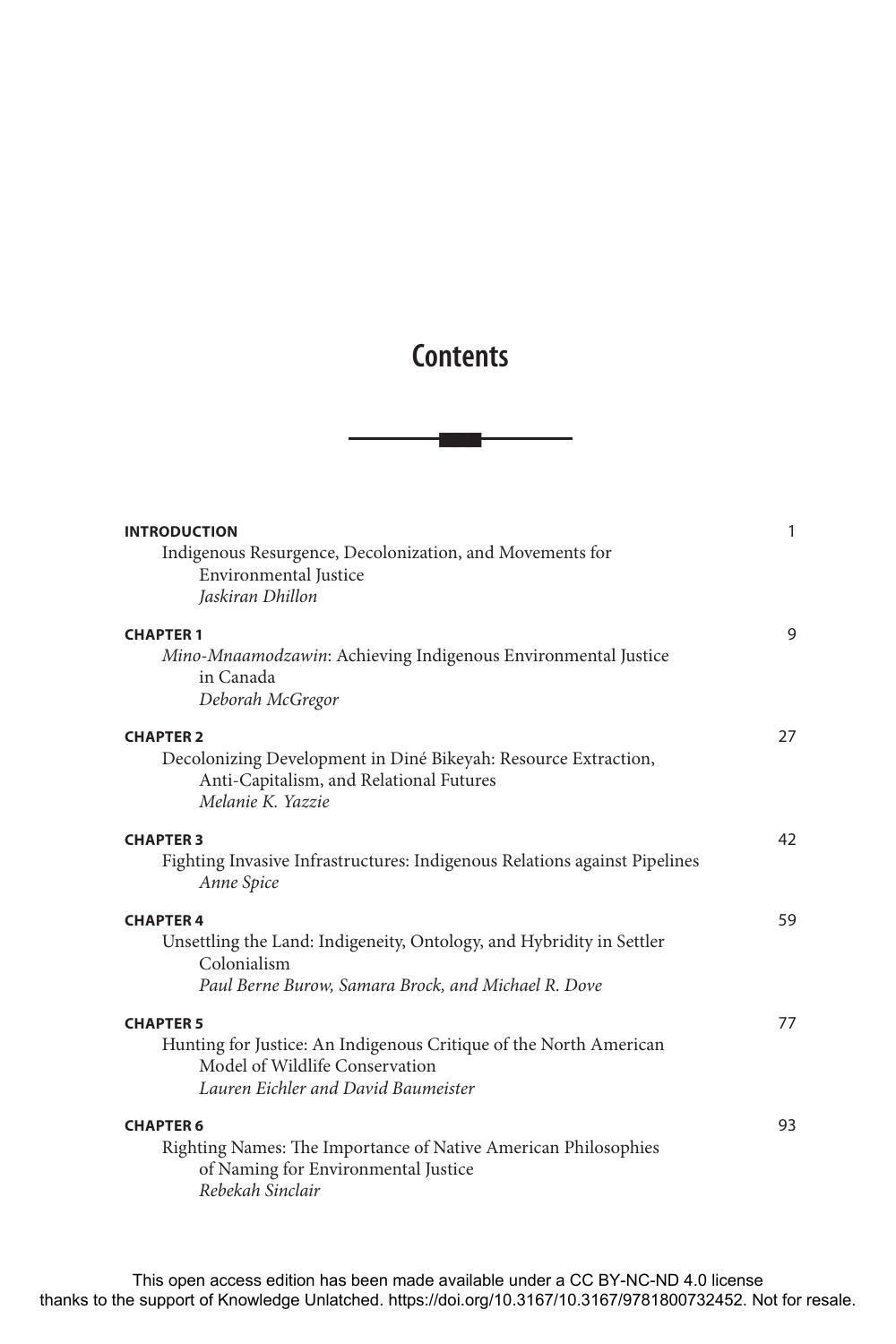# Contents

**INTRODUCTION** 1
Indigenous Resurgence, Decolonization, and Movements for Environmental Justice
*Jaskiran Dhillon*

**CHAPTER 1** 9
*Mino-Mnaamodzawin*: Achieving Indigenous Environmental Justice in Canada
*Deborah McGregor*

**CHAPTER 2** 27
Decolonizing Development in Diné Bikeyah: Resource Extraction, Anti-Capitalism, and Relational Futures
*Melanie K. Yazzie*

**CHAPTER 3** 42
Fighting Invasive Infrastructures: Indigenous Relations against Pipelines
*Anne Spice*

**CHAPTER 4** 59
Unsettling the Land: Indigeneity, Ontology, and Hybridity in Settler Colonialism
*Paul Berne Burow, Samara Brock, and Michael R. Dove*

**CHAPTER 5** 77
Hunting for Justice: An Indigenous Critique of the North American Model of Wildlife Conservation
*Lauren Eichler and David Baumeister*

**CHAPTER 6** 93
Righting Names: The Importance of Native American Philosophies of Naming for Environmental Justice
*Rebekah Sinclair*

This open access edition has been made available under a CC BY-NC-ND 4.0 license thanks to the support of Knowledge Unlatched. https://doi.org/10.3167/10.3167/9781800732452. Not for resale.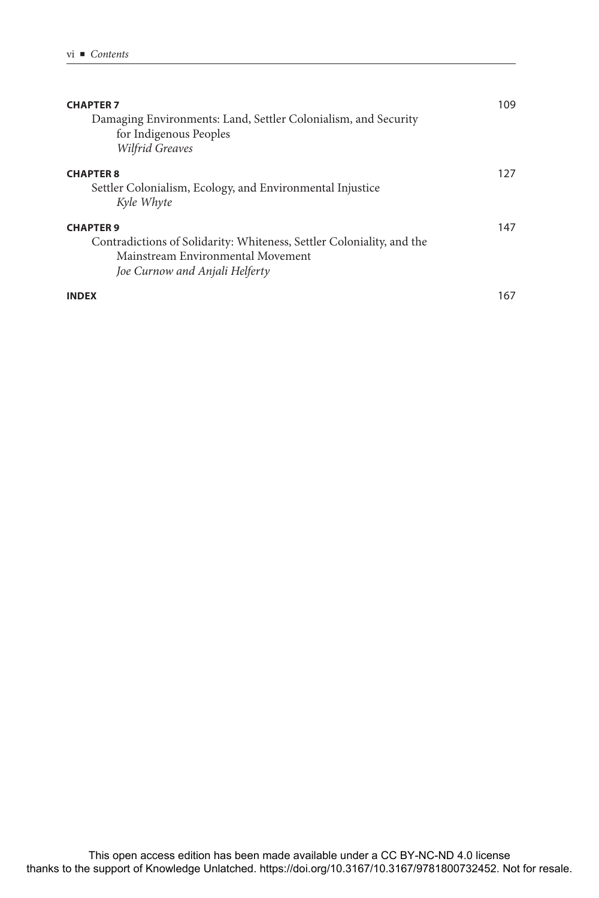**CHAPTER 7** 109

Damaging Environments: Land, Settler Colonialism, and Security for Indigenous Peoples

*Wilfrid Greaves*

**CHAPTER 8** 127

Settler Colonialism, Ecology, and Environmental Injustice

*Kyle Whyte*

**CHAPTER 9** 147

Contradictions of Solidarity: Whiteness, Settler Coloniality, and the Mainstream Environmental Movement

*Joe Curnow and Anjali Helferty*

**INDEX** 167

This open access edition has been made available under a CC BY-NC-ND 4.0 license thanks to the support of Knowledge Unlatched. https://doi.org/10.3167/10.3167/9781800732452. Not for resale.